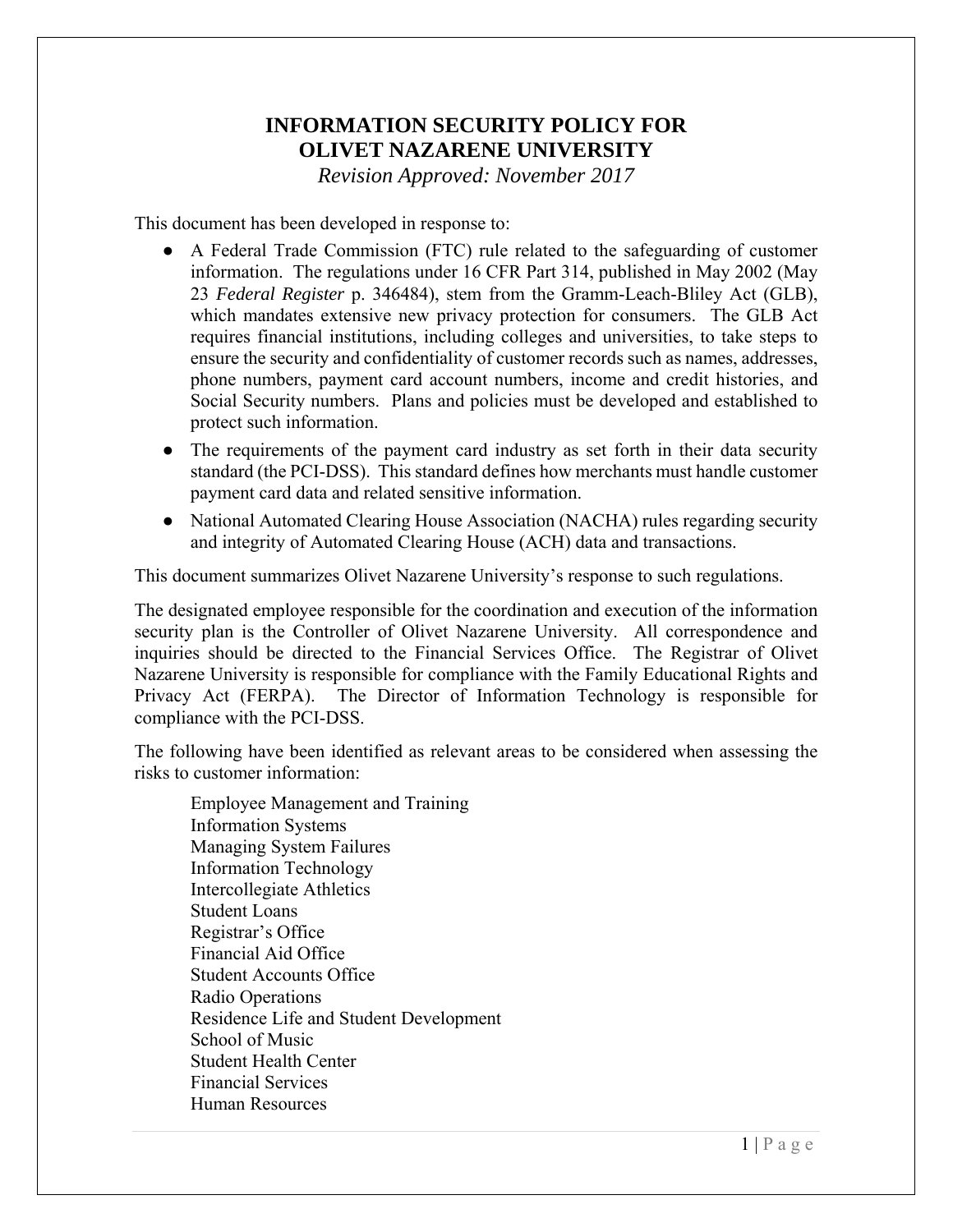# INFORMATION SECURITY POLICY FOR OLIVET NAZARENE UNIVERSITY

*Revision Approved: November 2017*

This document has been developed in response to:

- A Federal Trade Commission (FTC) rule related to the safeguarding of customer information. The regulations under 16 CFR Part 314, published in May 2002 (May 23 *Federal Register* p. 346484), stem from the Gramm-Leach-Bliley Act (GLB), which mandates extensive new privacy protection for consumers. The GLB Act requires financial institutions, including colleges and universities, to take steps to ensure the security and confidentiality of customer records such as names, addresses, phone numbers, payment card account numbers, income and credit histories, and Social Security numbers. Plans and policies must be developed and established to protect such information.
- The requirements of the payment card industry as set forth in their data security standard (the PCI-DSS). This standard defines how merchants must handle customer payment card data and related sensitive information.
- National Automated Clearing House Association (NACHA) rules regarding security and integrity of Automated Clearing House (ACH) data and transactions.

This document summarizes Olivet Nazarene University's response to such regulations.

The designated employee responsible for the coordination and execution of the information security plan is the Controller of Olivet Nazarene University. All correspondence and inquiries should be directed to the Financial Services Office. The Registrar of Olivet Nazarene University is responsible for compliance with the Family Educational Rights and Privacy Act (FERPA). The Director of Information Technology is responsible for compliance with the PCI-DSS.

The following have been identified as relevant areas to be considered when assessing the risks to customer information:

Employee Management and Training
Information Systems
Managing System Failures
Information Technology
Intercollegiate Athletics
Student Loans
Registrar's Office
Financial Aid Office
Student Accounts Office
Radio Operations
Residence Life and Student Development
School of Music
Student Health Center
Financial Services
Human Resources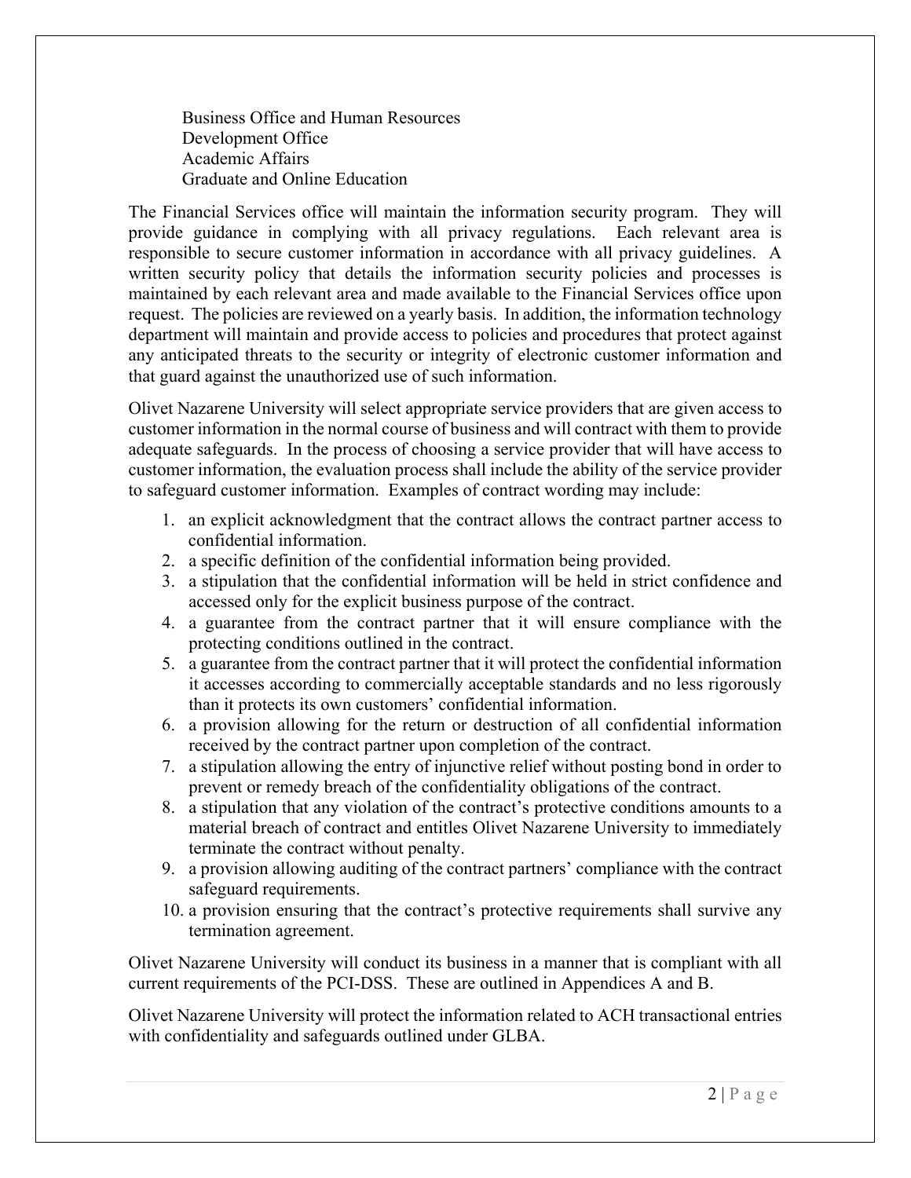Business Office and Human Resources
Development Office
Academic Affairs
Graduate and Online Education

The Financial Services office will maintain the information security program. They will provide guidance in complying with all privacy regulations. Each relevant area is responsible to secure customer information in accordance with all privacy guidelines. A written security policy that details the information security policies and processes is maintained by each relevant area and made available to the Financial Services office upon request. The policies are reviewed on a yearly basis. In addition, the information technology department will maintain and provide access to policies and procedures that protect against any anticipated threats to the security or integrity of electronic customer information and that guard against the unauthorized use of such information.

Olivet Nazarene University will select appropriate service providers that are given access to customer information in the normal course of business and will contract with them to provide adequate safeguards. In the process of choosing a service provider that will have access to customer information, the evaluation process shall include the ability of the service provider to safeguard customer information. Examples of contract wording may include:

1. an explicit acknowledgment that the contract allows the contract partner access to confidential information.
2. a specific definition of the confidential information being provided.
3. a stipulation that the confidential information will be held in strict confidence and accessed only for the explicit business purpose of the contract.
4. a guarantee from the contract partner that it will ensure compliance with the protecting conditions outlined in the contract.
5. a guarantee from the contract partner that it will protect the confidential information it accesses according to commercially acceptable standards and no less rigorously than it protects its own customers' confidential information.
6. a provision allowing for the return or destruction of all confidential information received by the contract partner upon completion of the contract.
7. a stipulation allowing the entry of injunctive relief without posting bond in order to prevent or remedy breach of the confidentiality obligations of the contract.
8. a stipulation that any violation of the contract's protective conditions amounts to a material breach of contract and entitles Olivet Nazarene University to immediately terminate the contract without penalty.
9. a provision allowing auditing of the contract partners' compliance with the contract safeguard requirements.
10. a provision ensuring that the contract's protective requirements shall survive any termination agreement.

Olivet Nazarene University will conduct its business in a manner that is compliant with all current requirements of the PCI-DSS. These are outlined in Appendices A and B.

Olivet Nazarene University will protect the information related to ACH transactional entries with confidentiality and safeguards outlined under GLBA.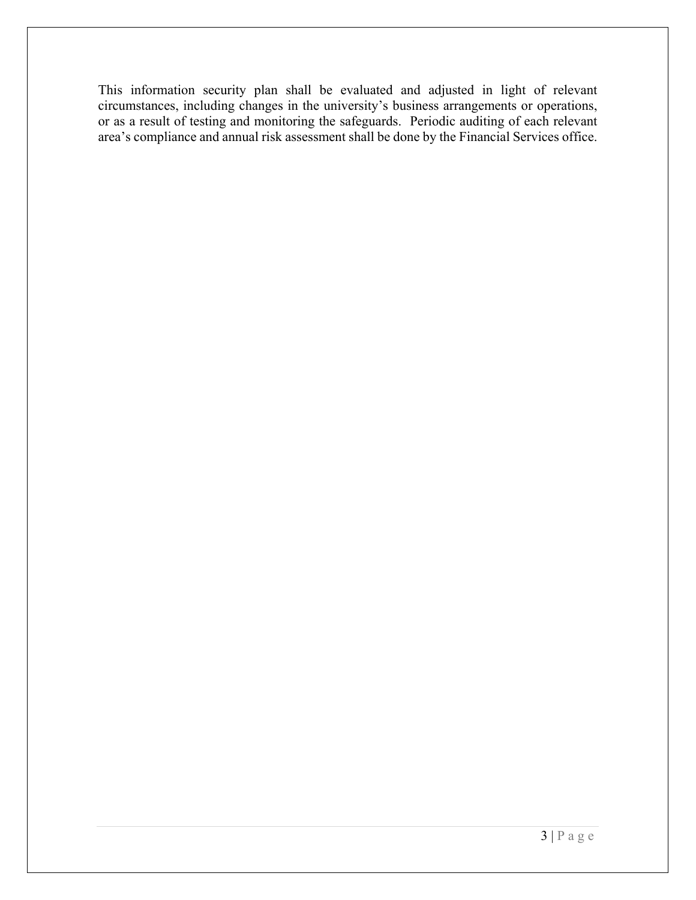This information security plan shall be evaluated and adjusted in light of relevant circumstances, including changes in the university's business arrangements or operations, or as a result of testing and monitoring the safeguards. Periodic auditing of each relevant area's compliance and annual risk assessment shall be done by the Financial Services office.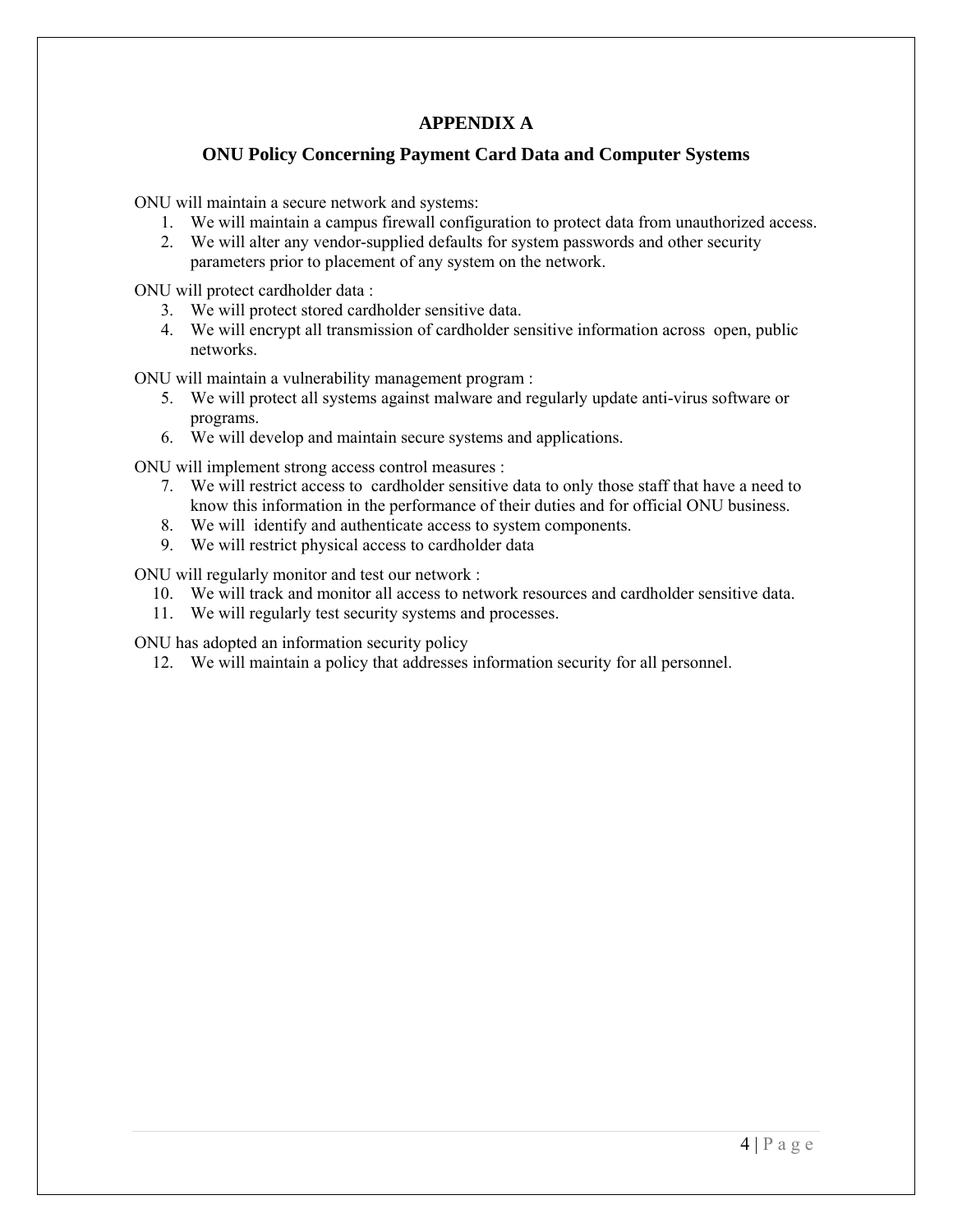# APPENDIX A

## ONU Policy Concerning Payment Card Data and Computer Systems

ONU will maintain a secure network and systems:

1. We will maintain a campus firewall configuration to protect data from unauthorized access.
2. We will alter any vendor-supplied defaults for system passwords and other security parameters prior to placement of any system on the network.

ONU will protect cardholder data :

3. We will protect stored cardholder sensitive data.
4. We will encrypt all transmission of cardholder sensitive information across open, public networks.

ONU will maintain a vulnerability management program :

5. We will protect all systems against malware and regularly update anti-virus software or programs.
6. We will develop and maintain secure systems and applications.

ONU will implement strong access control measures :

7. We will restrict access to cardholder sensitive data to only those staff that have a need to know this information in the performance of their duties and for official ONU business.
8. We will identify and authenticate access to system components.
9. We will restrict physical access to cardholder data

ONU will regularly monitor and test our network :

10. We will track and monitor all access to network resources and cardholder sensitive data.
11. We will regularly test security systems and processes.

ONU has adopted an information security policy

12. We will maintain a policy that addresses information security for all personnel.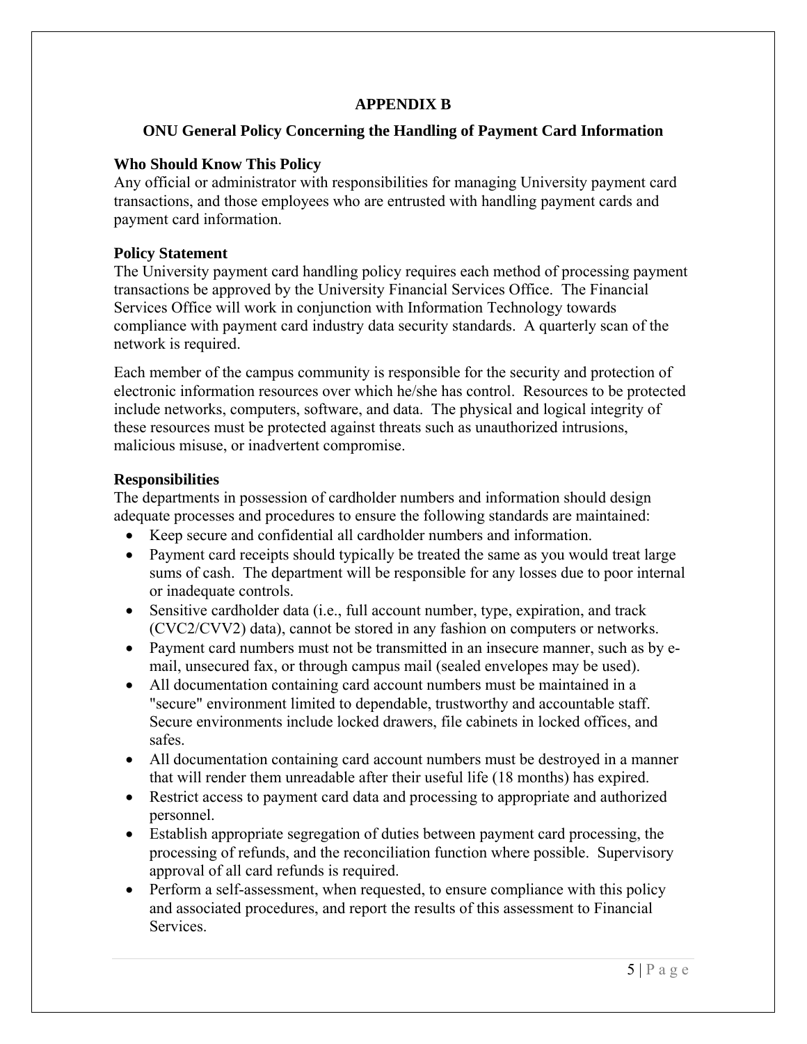## APPENDIX B

## ONU General Policy Concerning the Handling of Payment Card Information

### Who Should Know This Policy

Any official or administrator with responsibilities for managing University payment card transactions, and those employees who are entrusted with handling payment cards and payment card information.

### Policy Statement

The University payment card handling policy requires each method of processing payment transactions be approved by the University Financial Services Office. The Financial Services Office will work in conjunction with Information Technology towards compliance with payment card industry data security standards. A quarterly scan of the network is required.

Each member of the campus community is responsible for the security and protection of electronic information resources over which he/she has control. Resources to be protected include networks, computers, software, and data. The physical and logical integrity of these resources must be protected against threats such as unauthorized intrusions, malicious misuse, or inadvertent compromise.

### Responsibilities

The departments in possession of cardholder numbers and information should design adequate processes and procedures to ensure the following standards are maintained:

- Keep secure and confidential all cardholder numbers and information.
- Payment card receipts should typically be treated the same as you would treat large sums of cash. The department will be responsible for any losses due to poor internal or inadequate controls.
- Sensitive cardholder data (i.e., full account number, type, expiration, and track (CVC2/CVV2) data), cannot be stored in any fashion on computers or networks.
- Payment card numbers must not be transmitted in an insecure manner, such as by e-mail, unsecured fax, or through campus mail (sealed envelopes may be used).
- All documentation containing card account numbers must be maintained in a "secure" environment limited to dependable, trustworthy and accountable staff. Secure environments include locked drawers, file cabinets in locked offices, and safes.
- All documentation containing card account numbers must be destroyed in a manner that will render them unreadable after their useful life (18 months) has expired.
- Restrict access to payment card data and processing to appropriate and authorized personnel.
- Establish appropriate segregation of duties between payment card processing, the processing of refunds, and the reconciliation function where possible. Supervisory approval of all card refunds is required.
- Perform a self-assessment, when requested, to ensure compliance with this policy and associated procedures, and report the results of this assessment to Financial Services.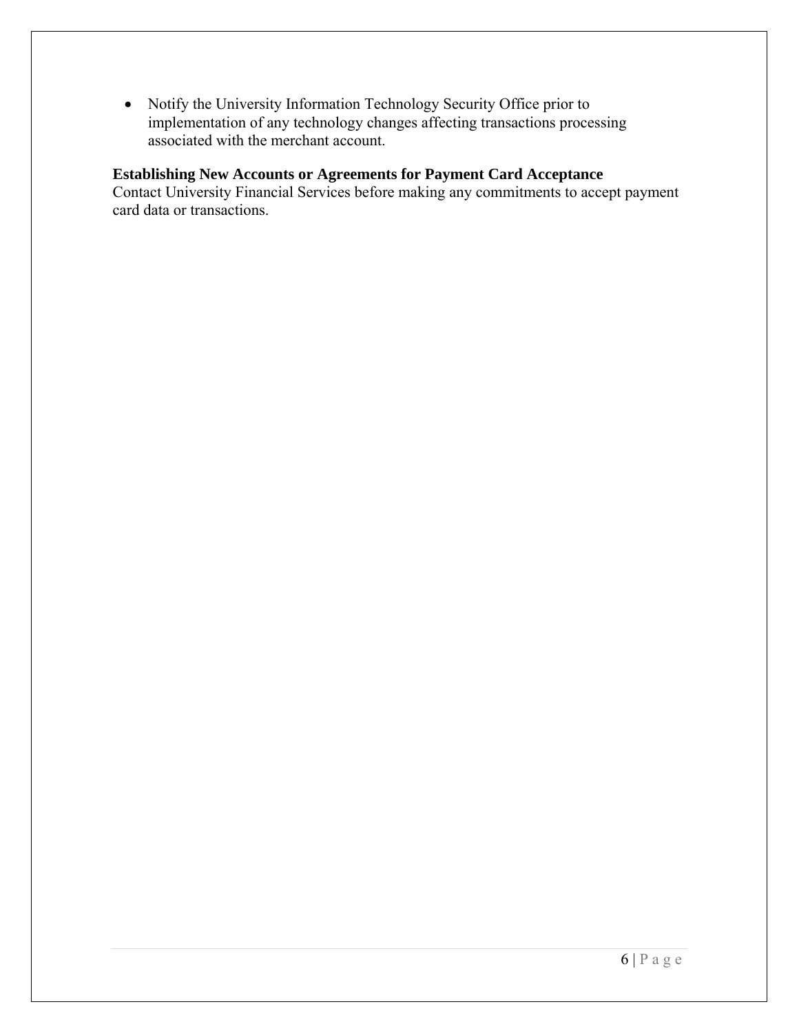- Notify the University Information Technology Security Office prior to implementation of any technology changes affecting transactions processing associated with the merchant account.

**Establishing New Accounts or Agreements for Payment Card Acceptance**

Contact University Financial Services before making any commitments to accept payment card data or transactions.